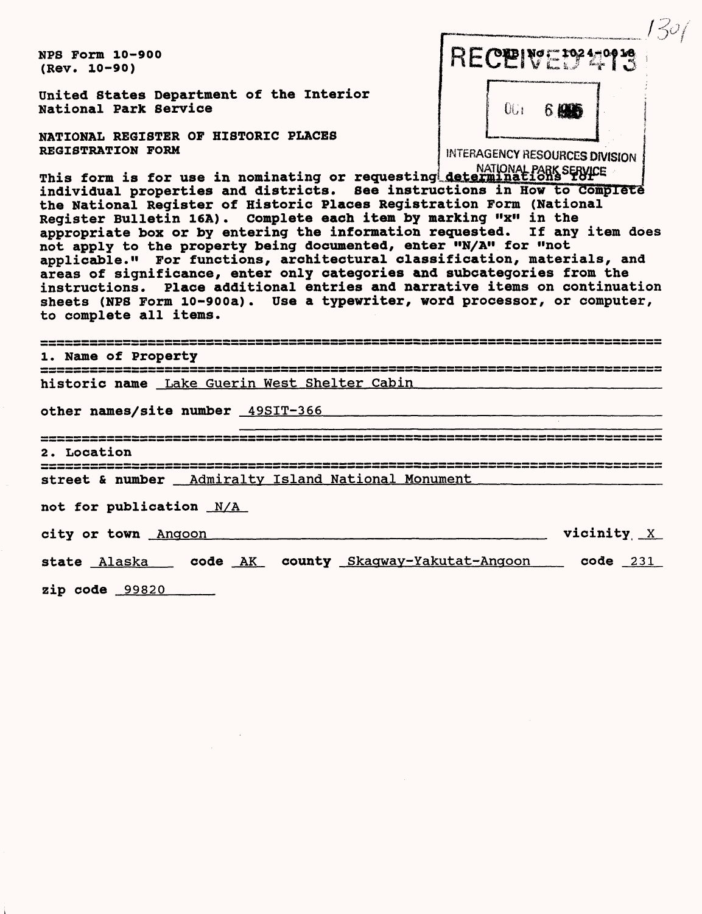NPS Form 10-900
(Rev. 10-90)

United States Department of the Interior
National Park Service

OMB No. 1024-0018

RECEIVED 413

OCT 6 1995

INTERAGENCY RESOURCES DIVISION
NATIONAL PARK SERVICE

1301

**NATIONAL REGISTER OF HISTORIC PLACES**
**REGISTRATION FORM**

This form is for use in nominating or requesting determinations for individual properties and districts. See instructions in How to Complete the National Register of Historic Places Registration Form (National Register Bulletin 16A). Complete each item by marking "x" in the appropriate box or by entering the information requested. If any item does not apply to the property being documented, enter "N/A" for "not applicable." For functions, architectural classification, materials, and areas of significance, enter only categories and subcategories from the instructions. Place additional entries and narrative items on continuation sheets (NPS Form 10-900a). Use a typewriter, word processor, or computer, to complete all items.

## 1. Name of Property

historic name Lake Guerin West Shelter Cabin

other names/site number 49SIT-366

## 2. Location

street & number Admiralty Island National Monument

not for publication N/A

city or town Angoon vicinity X

state Alaska code AK county Skagway-Yakutat-Angoon code 231

zip code 99820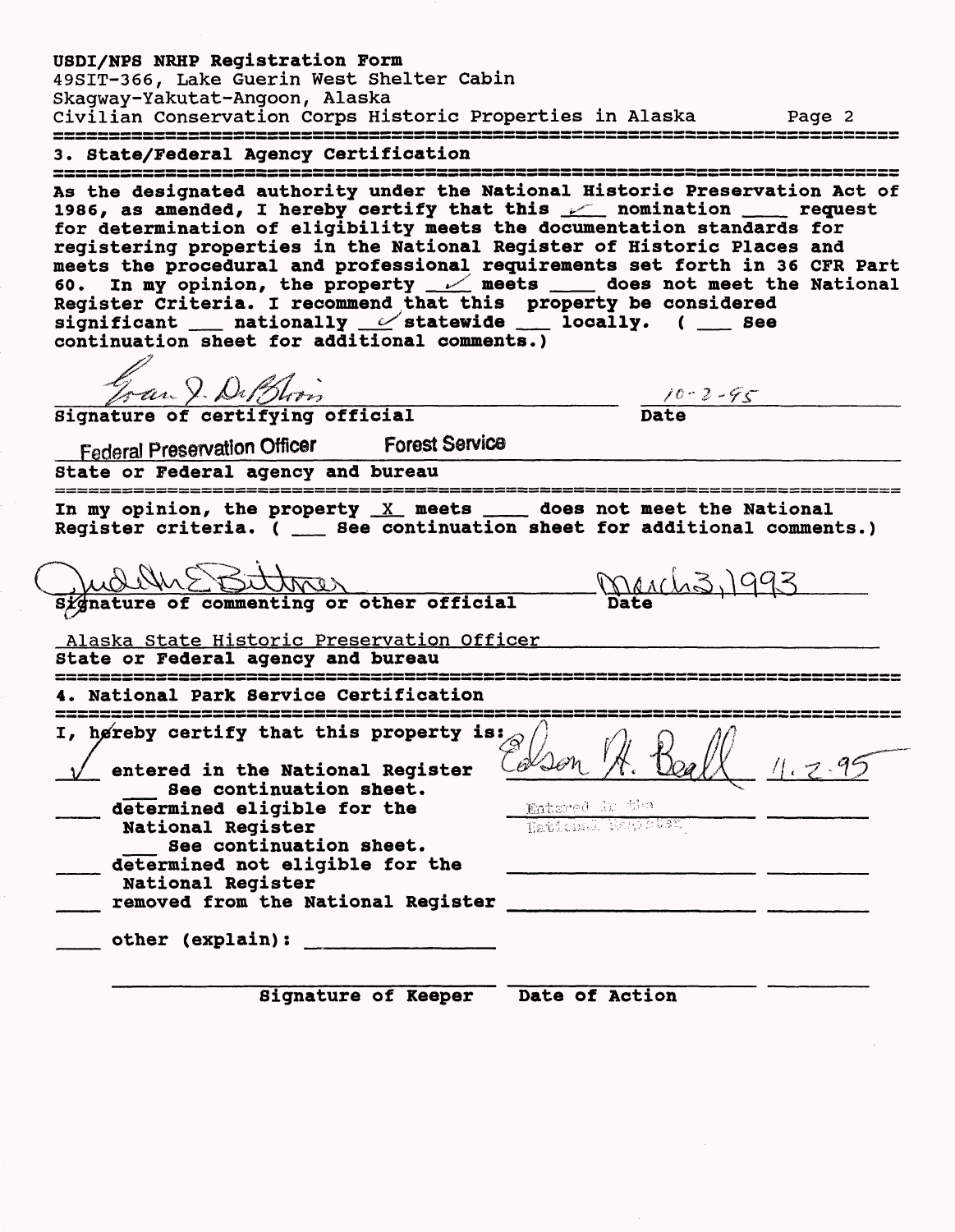USDI/NPS NRHP Registration Form
49SIT-366, Lake Guerin West Shelter Cabin
Skagway-Yakutat-Angoon, Alaska
Civilian Conservation Corps Historic Properties in Alaska

## 3. State/Federal Agency Certification

As the designated authority under the National Historic Preservation Act of 1986, as amended, I hereby certify that this ✓ nomination ___ request for determination of eligibility meets the documentation standards for registering properties in the National Register of Historic Places and meets the procedural and professional requirements set forth in 36 CFR Part 60. In my opinion, the property ✓ meets ___ does not meet the National Register Criteria. I recommend that this property be considered significant ___ nationally ✓ statewide ___ locally. ( ___ See continuation sheet for additional comments.)

Joan J. DuBois — 10-2-95
Signature of certifying official — Date

Federal Preservation Officer Forest Service
State or Federal agency and bureau

In my opinion, the property X meets ___ does not meet the National Register criteria. ( ___ See continuation sheet for additional comments.)

Judith E Bittner — March 3, 1993
Signature of commenting or other official — Date

Alaska State Historic Preservation Officer
State or Federal agency and bureau

## 4. National Park Service Certification

I, hereby certify that this property is:

✓ entered in the National Register — Edson H. Beall — 11.2.95
___ See continuation sheet. — Entered in the National Register
___ determined eligible for the National Register
___ See continuation sheet.
___ determined not eligible for the National Register
___ removed from the National Register
___ other (explain): ___

Signature of Keeper — Date of Action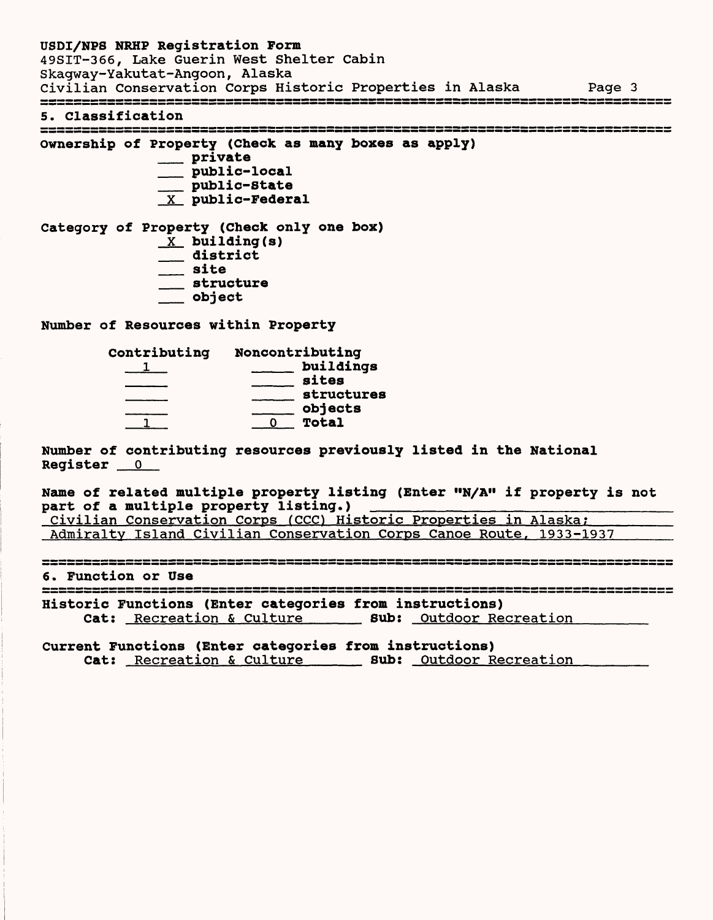## 5. Classification

**Ownership of Property (Check as many boxes as apply)**

- ___ private
- ___ public-local
- ___ public-State
- _X_ public-Federal

**Category of Property (Check only one box)**

- _X_ building(s)
- ___ district
- ___ site
- ___ structure
- ___ object

**Number of Resources within Property**

| Contributing | Noncontributing | |
|---|---|---|
| 1 | | buildings |
| | | sites |
| | | structures |
| | | objects |
| 1 | 0 | Total |

**Number of contributing resources previously listed in the National Register** 0

**Name of related multiple property listing (Enter "N/A" if property is not part of a multiple property listing.)**
Civilian Conservation Corps (CCC) Historic Properties in Alaska;
Admiralty Island Civilian Conservation Corps Canoe Route, 1933-1937

## 6. Function or Use

**Historic Functions (Enter categories from instructions)**
**Cat:** Recreation & Culture **Sub:** Outdoor Recreation

**Current Functions (Enter categories from instructions)**
**Cat:** Recreation & Culture **Sub:** Outdoor Recreation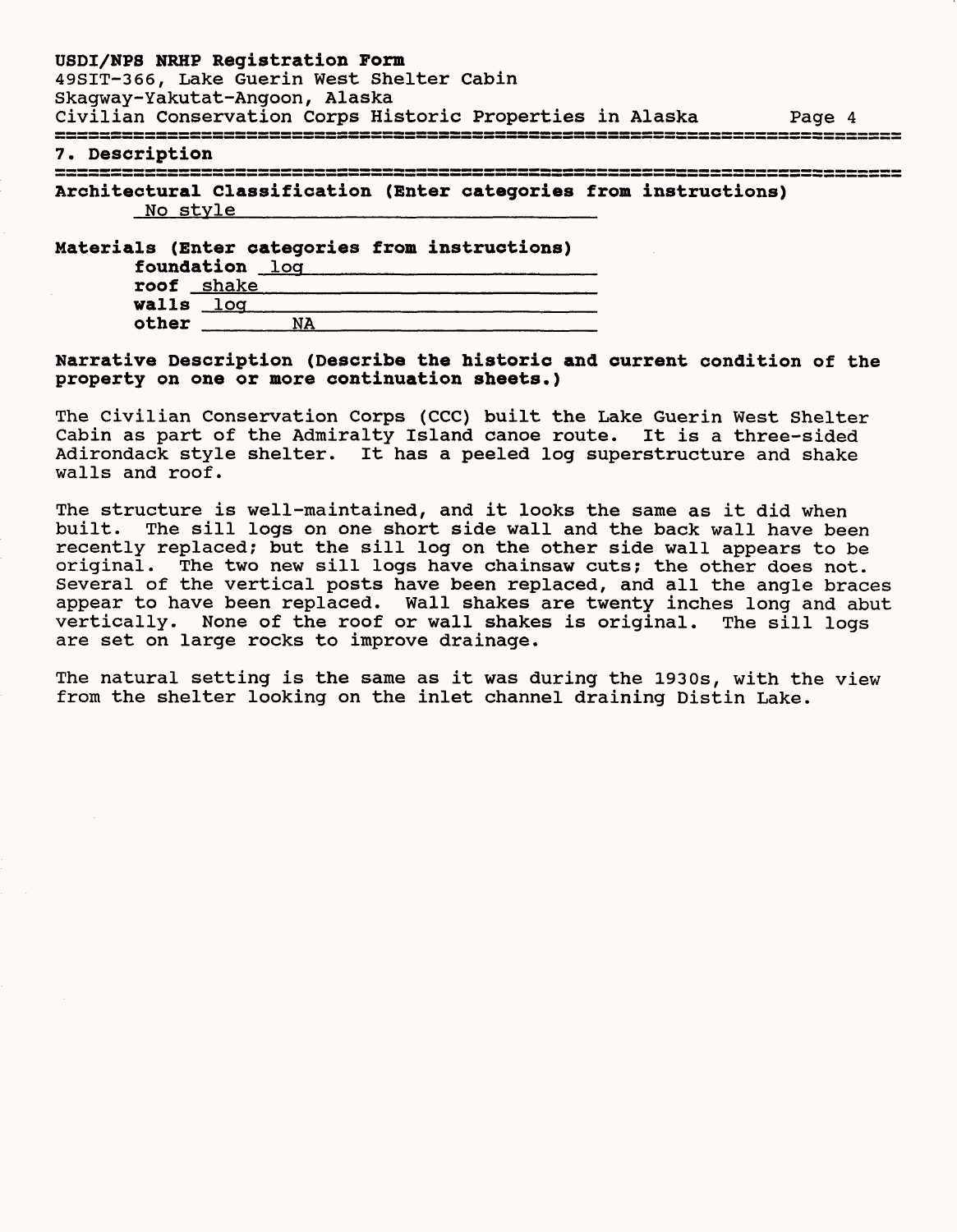## 7. Description

**Architectural Classification (Enter categories from instructions)**

No style

**Materials (Enter categories from instructions)**

- **foundation** log
- **roof** shake
- **walls** log
- **other** NA

**Narrative Description (Describe the historic and current condition of the property on one or more continuation sheets.)**

The Civilian Conservation Corps (CCC) built the Lake Guerin West Shelter Cabin as part of the Admiralty Island canoe route. It is a three-sided Adirondack style shelter. It has a peeled log superstructure and shake walls and roof.

The structure is well-maintained, and it looks the same as it did when built. The sill logs on one short side wall and the back wall have been recently replaced; but the sill log on the other side wall appears to be original. The two new sill logs have chainsaw cuts; the other does not. Several of the vertical posts have been replaced, and all the angle braces appear to have been replaced. Wall shakes are twenty inches long and abut vertically. None of the roof or wall shakes is original. The sill logs are set on large rocks to improve drainage.

The natural setting is the same as it was during the 1930s, with the view from the shelter looking on the inlet channel draining Distin Lake.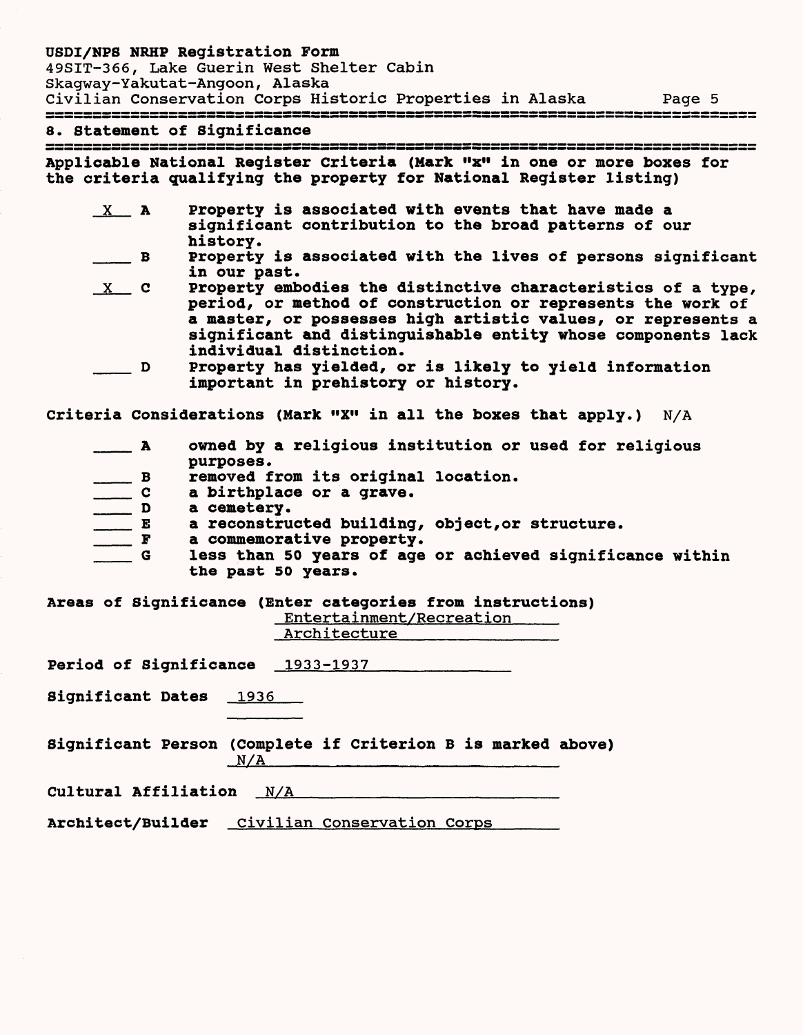## 8. Statement of Significance

**Applicable National Register Criteria (Mark "x" in one or more boxes for the criteria qualifying the property for National Register listing)**

- X **A** Property is associated with events that have made a significant contribution to the broad patterns of our history.
- ___ **B** Property is associated with the lives of persons significant in our past.
- X **C** Property embodies the distinctive characteristics of a type, period, or method of construction or represents the work of a master, or possesses high artistic values, or represents a significant and distinguishable entity whose components lack individual distinction.
- ___ **D** Property has yielded, or is likely to yield information important in prehistory or history.

**Criteria Considerations (Mark "X" in all the boxes that apply.)** N/A

- ___ **A** owned by a religious institution or used for religious purposes.
- ___ **B** removed from its original location.
- ___ **C** a birthplace or a grave.
- ___ **D** a cemetery.
- ___ **E** a reconstructed building, object,or structure.
- ___ **F** a commemorative property.
- ___ **G** less than 50 years of age or achieved significance within the past 50 years.

**Areas of Significance (Enter categories from instructions)** Entertainment/Recreation
Architecture

**Period of Significance** 1933-1937

**Significant Dates** 1936

**Significant Person (Complete if Criterion B is marked above)** N/A

**Cultural Affiliation** N/A

**Architect/Builder** Civilian Conservation Corps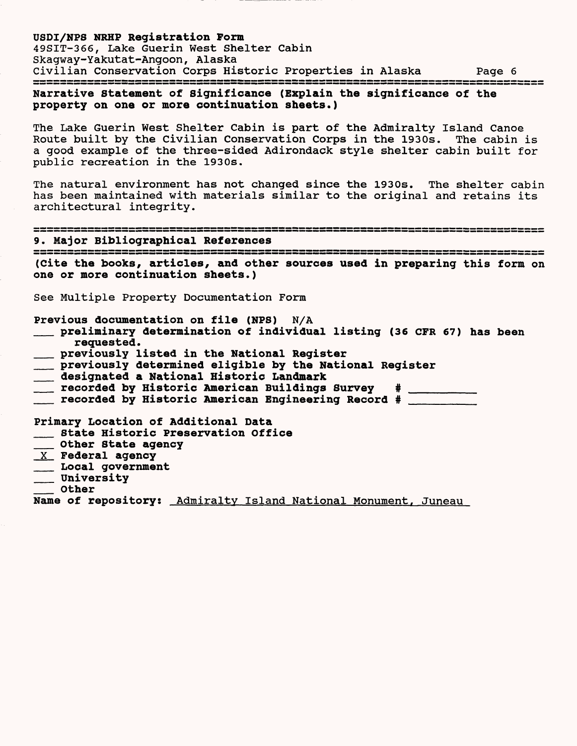**Narrative Statement of Significance (Explain the significance of the property on one or more continuation sheets.)**

The Lake Guerin West Shelter Cabin is part of the Admiralty Island Canoe Route built by the Civilian Conservation Corps in the 1930s. The cabin is a good example of the three-sided Adirondack style shelter cabin built for public recreation in the 1930s.

The natural environment has not changed since the 1930s. The shelter cabin has been maintained with materials similar to the original and retains its architectural integrity.

## 9. Major Bibliographical References

**(Cite the books, articles, and other sources used in preparing this form on one or more continuation sheets.)**

See Multiple Property Documentation Form

**Previous documentation on file (NPS)** N/A

- ___ **preliminary determination of individual listing (36 CFR 67) has been requested.**
- ___ **previously listed in the National Register**
- ___ **previously determined eligible by the National Register**
- ___ **designated a National Historic Landmark**
- ___ **recorded by Historic American Buildings Survey # ________**
- ___ **recorded by Historic American Engineering Record # ________**

**Primary Location of Additional Data**

- ___ **State Historic Preservation Office**
- ___ **Other State agency**
- X **Federal agency**
- ___ **Local government**
- ___ **University**
- ___ **Other**

**Name of repository:** Admiralty Island National Monument, Juneau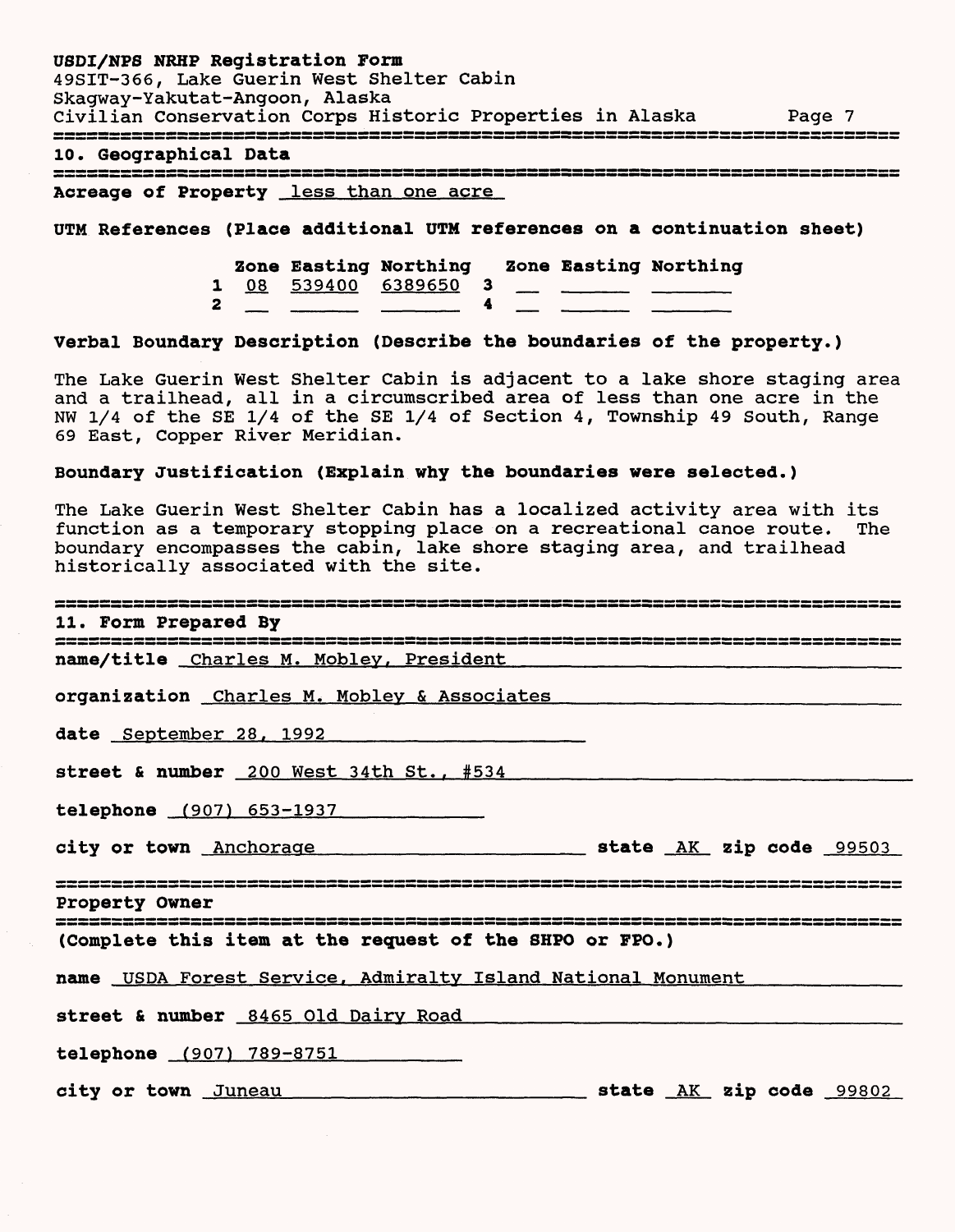## 10. Geographical Data

**Acreage of Property** less than one acre

**UTM References (Place additional UTM references on a continuation sheet)**

|   | Zone | Easting | Northing |   | Zone | Easting | Northing |
|---|---|---|---|---|---|---|---|
| 1 | 08 | 539400 | 6389650 | 3 | | | |
| 2 | | | | 4 | | | |

**Verbal Boundary Description (Describe the boundaries of the property.)**

The Lake Guerin West Shelter Cabin is adjacent to a lake shore staging area and a trailhead, all in a circumscribed area of less than one acre in the NW 1/4 of the SE 1/4 of the SE 1/4 of Section 4, Township 49 South, Range 69 East, Copper River Meridian.

**Boundary Justification (Explain why the boundaries were selected.)**

The Lake Guerin West Shelter Cabin has a localized activity area with its function as a temporary stopping place on a recreational canoe route. The boundary encompasses the cabin, lake shore staging area, and trailhead historically associated with the site.

## 11. Form Prepared By

**name/title** Charles M. Mobley, President

**organization** Charles M. Mobley & Associates

**date** September 28, 1992

**street & number** 200 West 34th St., #534

**telephone** (907) 653-1937

**city or town** Anchorage **state** AK **zip code** 99503

## Property Owner

**(Complete this item at the request of the SHPO or FPO.)**

**name** USDA Forest Service, Admiralty Island National Monument

**street & number** 8465 Old Dairy Road

**telephone** (907) 789-8751

**city or town** Juneau **state** AK **zip code** 99802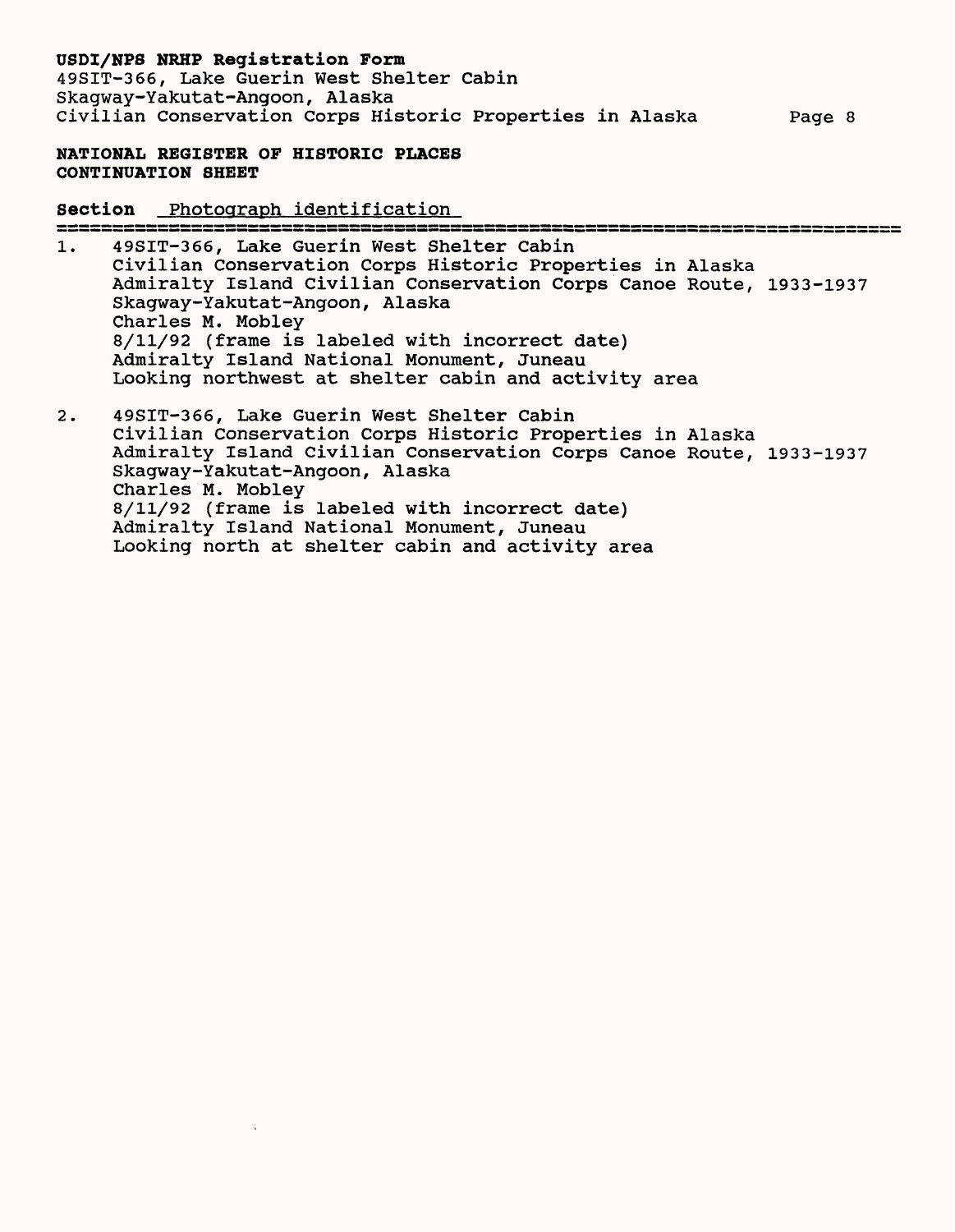**NATIONAL REGISTER OF HISTORIC PLACES CONTINUATION SHEET**

**Section** Photograph identification

1. 49SIT-366, Lake Guerin West Shelter Cabin
   Civilian Conservation Corps Historic Properties in Alaska
   Admiralty Island Civilian Conservation Corps Canoe Route, 1933-1937
   Skagway-Yakutat-Angoon, Alaska
   Charles M. Mobley
   8/11/92 (frame is labeled with incorrect date)
   Admiralty Island National Monument, Juneau
   Looking northwest at shelter cabin and activity area

2. 49SIT-366, Lake Guerin West Shelter Cabin
   Civilian Conservation Corps Historic Properties in Alaska
   Admiralty Island Civilian Conservation Corps Canoe Route, 1933-1937
   Skagway-Yakutat-Angoon, Alaska
   Charles M. Mobley
   8/11/92 (frame is labeled with incorrect date)
   Admiralty Island National Monument, Juneau
   Looking north at shelter cabin and activity area